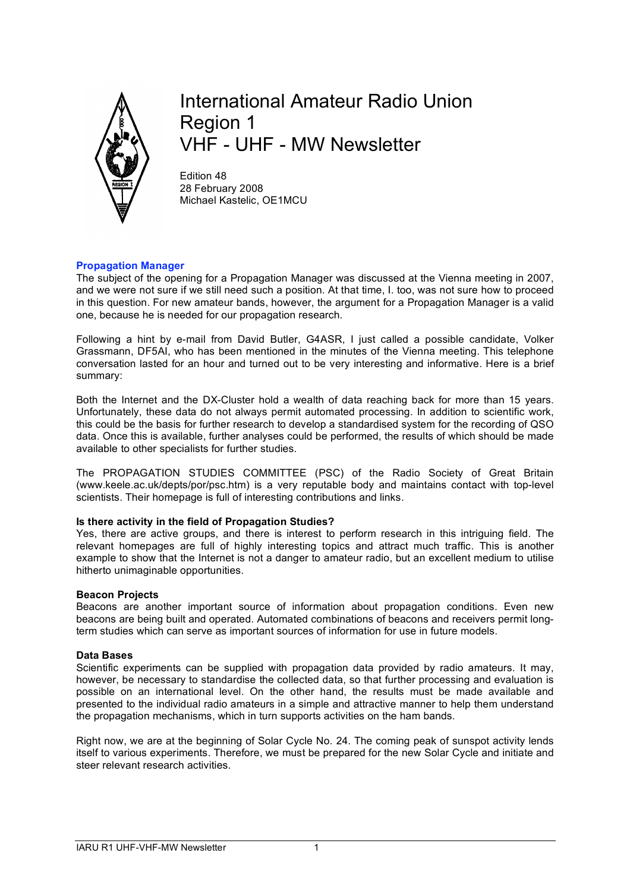# International Amateur Radio Union Region 1 VHF - UHF - MW Newsletter

Edition 48
28 February 2008
Michael Kastelic, OE1MCU

## Propagation Manager

The subject of the opening for a Propagation Manager was discussed at the Vienna meeting in 2007, and we were not sure if we still need such a position. At that time, I. too, was not sure how to proceed in this question. For new amateur bands, however, the argument for a Propagation Manager is a valid one, because he is needed for our propagation research.

Following a hint by e-mail from David Butler, G4ASR, I just called a possible candidate, Volker Grassmann, DF5AI, who has been mentioned in the minutes of the Vienna meeting. This telephone conversation lasted for an hour and turned out to be very interesting and informative. Here is a brief summary:

Both the Internet and the DX-Cluster hold a wealth of data reaching back for more than 15 years. Unfortunately, these data do not always permit automated processing. In addition to scientific work, this could be the basis for further research to develop a standardised system for the recording of QSO data. Once this is available, further analyses could be performed, the results of which should be made available to other specialists for further studies.

The PROPAGATION STUDIES COMMITTEE (PSC) of the Radio Society of Great Britain (www.keele.ac.uk/depts/por/psc.htm) is a very reputable body and maintains contact with top-level scientists. Their homepage is full of interesting contributions and links.

### Is there activity in the field of Propagation Studies?

Yes, there are active groups, and there is interest to perform research in this intriguing field. The relevant homepages are full of highly interesting topics and attract much traffic. This is another example to show that the Internet is not a danger to amateur radio, but an excellent medium to utilise hitherto unimaginable opportunities.

### Beacon Projects

Beacons are another important source of information about propagation conditions. Even new beacons are being built and operated. Automated combinations of beacons and receivers permit long-term studies which can serve as important sources of information for use in future models.

### Data Bases

Scientific experiments can be supplied with propagation data provided by radio amateurs. It may, however, be necessary to standardise the collected data, so that further processing and evaluation is possible on an international level. On the other hand, the results must be made available and presented to the individual radio amateurs in a simple and attractive manner to help them understand the propagation mechanisms, which in turn supports activities on the ham bands.

Right now, we are at the beginning of Solar Cycle No. 24. The coming peak of sunspot activity lends itself to various experiments. Therefore, we must be prepared for the new Solar Cycle and initiate and steer relevant research activities.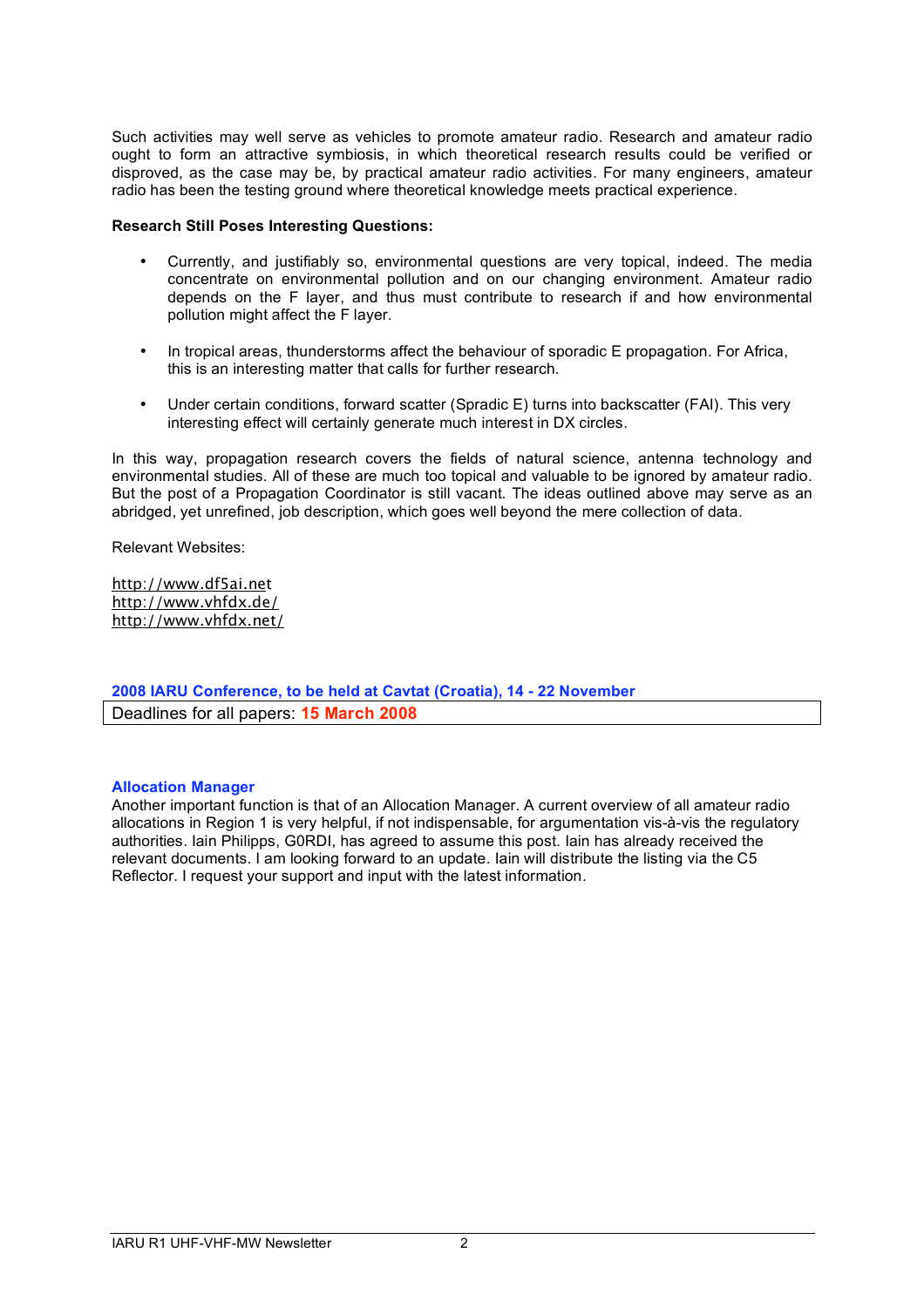Such activities may well serve as vehicles to promote amateur radio. Research and amateur radio ought to form an attractive symbiosis, in which theoretical research results could be verified or disproved, as the case may be, by practical amateur radio activities. For many engineers, amateur radio has been the testing ground where theoretical knowledge meets practical experience.

**Research Still Poses Interesting Questions:**

- Currently, and justifiably so, environmental questions are very topical, indeed. The media concentrate on environmental pollution and on our changing environment. Amateur radio depends on the F layer, and thus must contribute to research if and how environmental pollution might affect the F layer.

- In tropical areas, thunderstorms affect the behaviour of sporadic E propagation. For Africa, this is an interesting matter that calls for further research.

- Under certain conditions, forward scatter (Spradic E) turns into backscatter (FAI). This very interesting effect will certainly generate much interest in DX circles.

In this way, propagation research covers the fields of natural science, antenna technology and environmental studies. All of these are much too topical and valuable to be ignored by amateur radio. But the post of a Propagation Coordinator is still vacant. The ideas outlined above may serve as an abridged, yet unrefined, job description, which goes well beyond the mere collection of data.

Relevant Websites:

http://www.df5ai.net
http://www.vhfdx.de/
http://www.vhfdx.net/

**2008 IARU Conference, to be held at Cavtat (Croatia), 14 - 22 November**

Deadlines for all papers: **15 March 2008**

**Allocation Manager**

Another important function is that of an Allocation Manager. A current overview of all amateur radio allocations in Region 1 is very helpful, if not indispensable, for argumentation vis-à-vis the regulatory authorities. Iain Philipps, G0RDI, has agreed to assume this post. Iain has already received the relevant documents. I am looking forward to an update. Iain will distribute the listing via the C5 Reflector. I request your support and input with the latest information.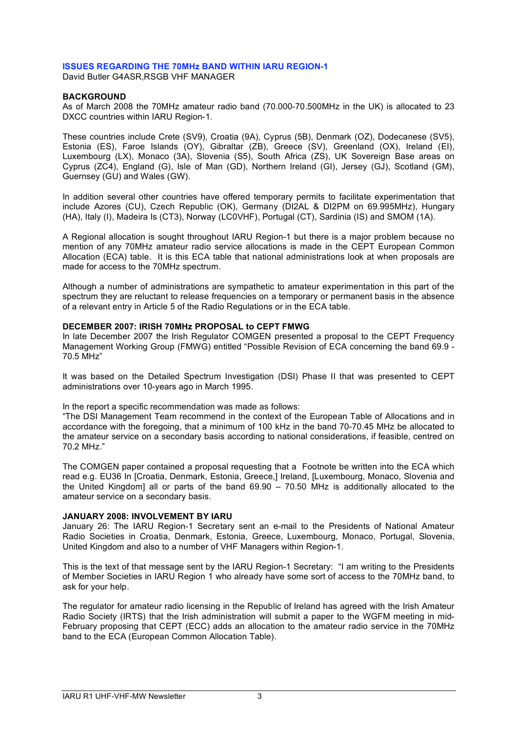## ISSUES REGARDING THE 70MHz BAND WITHIN IARU REGION-1

David Butler G4ASR,RSGB VHF MANAGER

### BACKGROUND

As of March 2008 the 70MHz amateur radio band (70.000-70.500MHz in the UK) is allocated to 23 DXCC countries within IARU Region-1.

These countries include Crete (SV9), Croatia (9A), Cyprus (5B), Denmark (OZ), Dodecanese (SV5), Estonia (ES), Faroe Islands (OY), Gibraltar (ZB), Greece (SV), Greenland (OX), Ireland (EI), Luxembourg (LX), Monaco (3A), Slovenia (S5), South Africa (ZS), UK Sovereign Base areas on Cyprus (ZC4), England (G), Isle of Man (GD), Northern Ireland (GI), Jersey (GJ), Scotland (GM), Guernsey (GU) and Wales (GW).

In addition several other countries have offered temporary permits to facilitate experimentation that include Azores (CU), Czech Republic (OK), Germany (DI2AL & DI2PM on 69.995MHz), Hungary (HA), Italy (I), Madeira Is (CT3), Norway (LC0VHF), Portugal (CT), Sardinia (IS) and SMOM (1A).

A Regional allocation is sought throughout IARU Region-1 but there is a major problem because no mention of any 70MHz amateur radio service allocations is made in the CEPT European Common Allocation (ECA) table. It is this ECA table that national administrations look at when proposals are made for access to the 70MHz spectrum.

Although a number of administrations are sympathetic to amateur experimentation in this part of the spectrum they are reluctant to release frequencies on a temporary or permanent basis in the absence of a relevant entry in Article 5 of the Radio Regulations or in the ECA table.

### DECEMBER 2007: IRISH 70MHz PROPOSAL to CEPT FMWG

In late December 2007 the Irish Regulator COMGEN presented a proposal to the CEPT Frequency Management Working Group (FMWG) entitled "Possible Revision of ECA concerning the band 69.9 - 70.5 MHz"

It was based on the Detailed Spectrum Investigation (DSI) Phase II that was presented to CEPT administrations over 10-years ago in March 1995.

In the report a specific recommendation was made as follows:
"The DSI Management Team recommend in the context of the European Table of Allocations and in accordance with the foregoing, that a minimum of 100 kHz in the band 70-70.45 MHz be allocated to the amateur service on a secondary basis according to national considerations, if feasible, centred on 70.2 MHz."

The COMGEN paper contained a proposal requesting that a Footnote be written into the ECA which read e.g. EU36 In [Croatia, Denmark, Estonia, Greece,] Ireland, [Luxembourg, Monaco, Slovenia and the United Kingdom] all or parts of the band 69.90 – 70.50 MHz is additionally allocated to the amateur service on a secondary basis.

### JANUARY 2008: INVOLVEMENT BY IARU

January 26: The IARU Region-1 Secretary sent an e-mail to the Presidents of National Amateur Radio Societies in Croatia, Denmark, Estonia, Greece, Luxembourg, Monaco, Portugal, Slovenia, United Kingdom and also to a number of VHF Managers within Region-1.

This is the text of that message sent by the IARU Region-1 Secretary: "I am writing to the Presidents of Member Societies in IARU Region 1 who already have some sort of access to the 70MHz band, to ask for your help.

The regulator for amateur radio licensing in the Republic of Ireland has agreed with the Irish Amateur Radio Society (IRTS) that the Irish administration will submit a paper to the WGFM meeting in mid-February proposing that CEPT (ECC) adds an allocation to the amateur radio service in the 70MHz band to the ECA (European Common Allocation Table).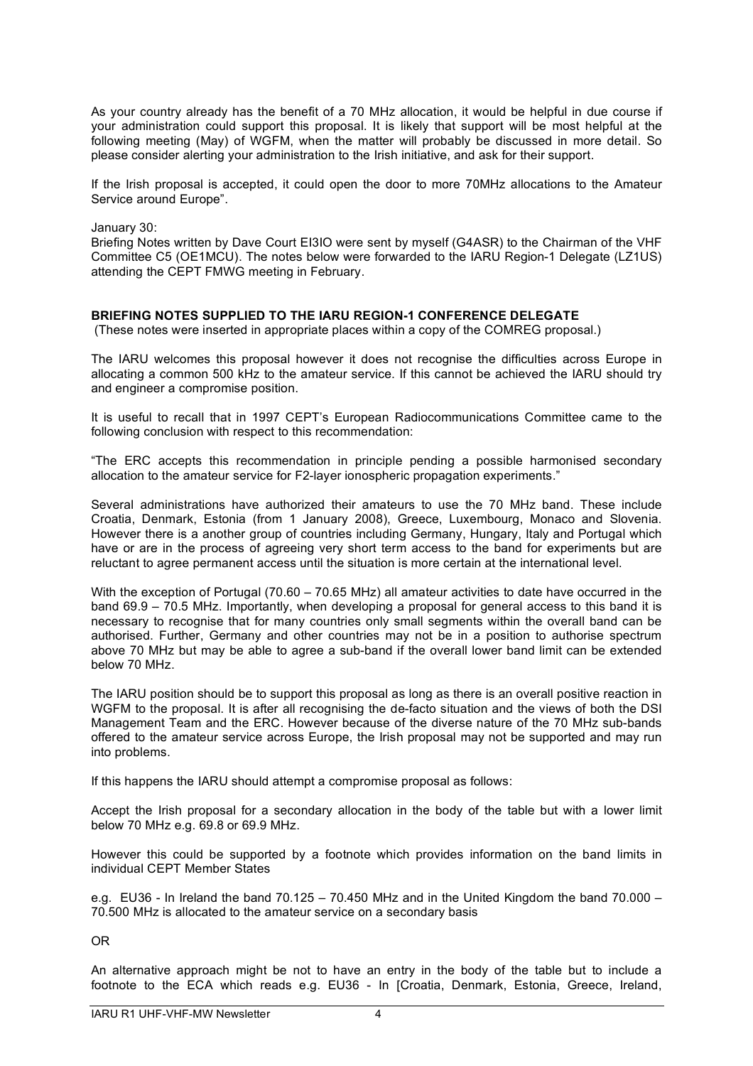As your country already has the benefit of a 70 MHz allocation, it would be helpful in due course if your administration could support this proposal. It is likely that support will be most helpful at the following meeting (May) of WGFM, when the matter will probably be discussed in more detail. So please consider alerting your administration to the Irish initiative, and ask for their support.

If the Irish proposal is accepted, it could open the door to more 70MHz allocations to the Amateur Service around Europe".

January 30:
Briefing Notes written by Dave Court EI3IO were sent by myself (G4ASR) to the Chairman of the VHF Committee C5 (OE1MCU). The notes below were forwarded to the IARU Region-1 Delegate (LZ1US) attending the CEPT FMWG meeting in February.

**BRIEFING NOTES SUPPLIED TO THE IARU REGION-1 CONFERENCE DELEGATE**
(These notes were inserted in appropriate places within a copy of the COMREG proposal.)

The IARU welcomes this proposal however it does not recognise the difficulties across Europe in allocating a common 500 kHz to the amateur service. If this cannot be achieved the IARU should try and engineer a compromise position.

It is useful to recall that in 1997 CEPT's European Radiocommunications Committee came to the following conclusion with respect to this recommendation:

"The ERC accepts this recommendation in principle pending a possible harmonised secondary allocation to the amateur service for F2-layer ionospheric propagation experiments."

Several administrations have authorized their amateurs to use the 70 MHz band. These include Croatia, Denmark, Estonia (from 1 January 2008), Greece, Luxembourg, Monaco and Slovenia. However there is a another group of countries including Germany, Hungary, Italy and Portugal which have or are in the process of agreeing very short term access to the band for experiments but are reluctant to agree permanent access until the situation is more certain at the international level.

With the exception of Portugal (70.60 – 70.65 MHz) all amateur activities to date have occurred in the band 69.9 – 70.5 MHz. Importantly, when developing a proposal for general access to this band it is necessary to recognise that for many countries only small segments within the overall band can be authorised. Further, Germany and other countries may not be in a position to authorise spectrum above 70 MHz but may be able to agree a sub-band if the overall lower band limit can be extended below 70 MHz.

The IARU position should be to support this proposal as long as there is an overall positive reaction in WGFM to the proposal. It is after all recognising the de-facto situation and the views of both the DSI Management Team and the ERC. However because of the diverse nature of the 70 MHz sub-bands offered to the amateur service across Europe, the Irish proposal may not be supported and may run into problems.

If this happens the IARU should attempt a compromise proposal as follows:

Accept the Irish proposal for a secondary allocation in the body of the table but with a lower limit below 70 MHz e.g. 69.8 or 69.9 MHz.

However this could be supported by a footnote which provides information on the band limits in individual CEPT Member States

e.g. EU36 - In Ireland the band 70.125 – 70.450 MHz and in the United Kingdom the band 70.000 – 70.500 MHz is allocated to the amateur service on a secondary basis

OR

An alternative approach might be not to have an entry in the body of the table but to include a footnote to the ECA which reads e.g. EU36 - In [Croatia, Denmark, Estonia, Greece, Ireland,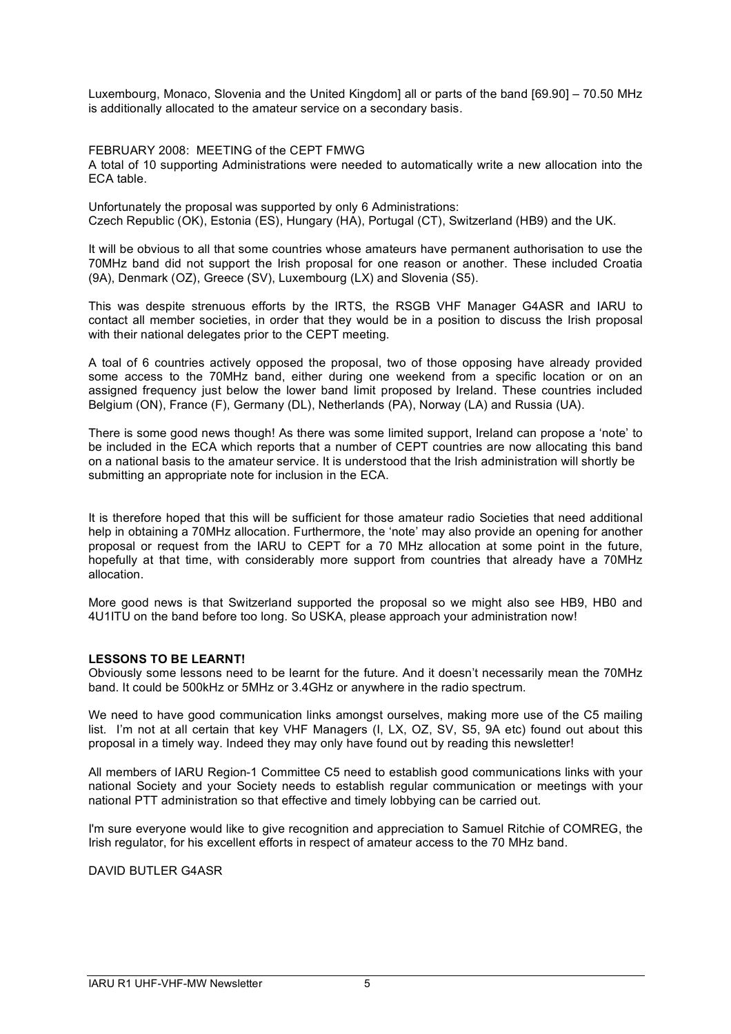Luxembourg, Monaco, Slovenia and the United Kingdom] all or parts of the band [69.90] – 70.50 MHz is additionally allocated to the amateur service on a secondary basis.

FEBRUARY 2008: MEETING of the CEPT FMWG

A total of 10 supporting Administrations were needed to automatically write a new allocation into the ECA table.

Unfortunately the proposal was supported by only 6 Administrations:
Czech Republic (OK), Estonia (ES), Hungary (HA), Portugal (CT), Switzerland (HB9) and the UK.

It will be obvious to all that some countries whose amateurs have permanent authorisation to use the 70MHz band did not support the Irish proposal for one reason or another. These included Croatia (9A), Denmark (OZ), Greece (SV), Luxembourg (LX) and Slovenia (S5).

This was despite strenuous efforts by the IRTS, the RSGB VHF Manager G4ASR and IARU to contact all member societies, in order that they would be in a position to discuss the Irish proposal with their national delegates prior to the CEPT meeting.

A toal of 6 countries actively opposed the proposal, two of those opposing have already provided some access to the 70MHz band, either during one weekend from a specific location or on an assigned frequency just below the lower band limit proposed by Ireland. These countries included Belgium (ON), France (F), Germany (DL), Netherlands (PA), Norway (LA) and Russia (UA).

There is some good news though! As there was some limited support, Ireland can propose a 'note' to be included in the ECA which reports that a number of CEPT countries are now allocating this band on a national basis to the amateur service. It is understood that the Irish administration will shortly be submitting an appropriate note for inclusion in the ECA.

It is therefore hoped that this will be sufficient for those amateur radio Societies that need additional help in obtaining a 70MHz allocation. Furthermore, the 'note' may also provide an opening for another proposal or request from the IARU to CEPT for a 70 MHz allocation at some point in the future, hopefully at that time, with considerably more support from countries that already have a 70MHz allocation.

More good news is that Switzerland supported the proposal so we might also see HB9, HB0 and 4U1ITU on the band before too long. So USKA, please approach your administration now!

**LESSONS TO BE LEARNT!**

Obviously some lessons need to be learnt for the future. And it doesn't necessarily mean the 70MHz band. It could be 500kHz or 5MHz or 3.4GHz or anywhere in the radio spectrum.

We need to have good communication links amongst ourselves, making more use of the C5 mailing list. I'm not at all certain that key VHF Managers (I, LX, OZ, SV, S5, 9A etc) found out about this proposal in a timely way. Indeed they may only have found out by reading this newsletter!

All members of IARU Region-1 Committee C5 need to establish good communications links with your national Society and your Society needs to establish regular communication or meetings with your national PTT administration so that effective and timely lobbying can be carried out.

I'm sure everyone would like to give recognition and appreciation to Samuel Ritchie of COMREG, the Irish regulator, for his excellent efforts in respect of amateur access to the 70 MHz band.

DAVID BUTLER G4ASR